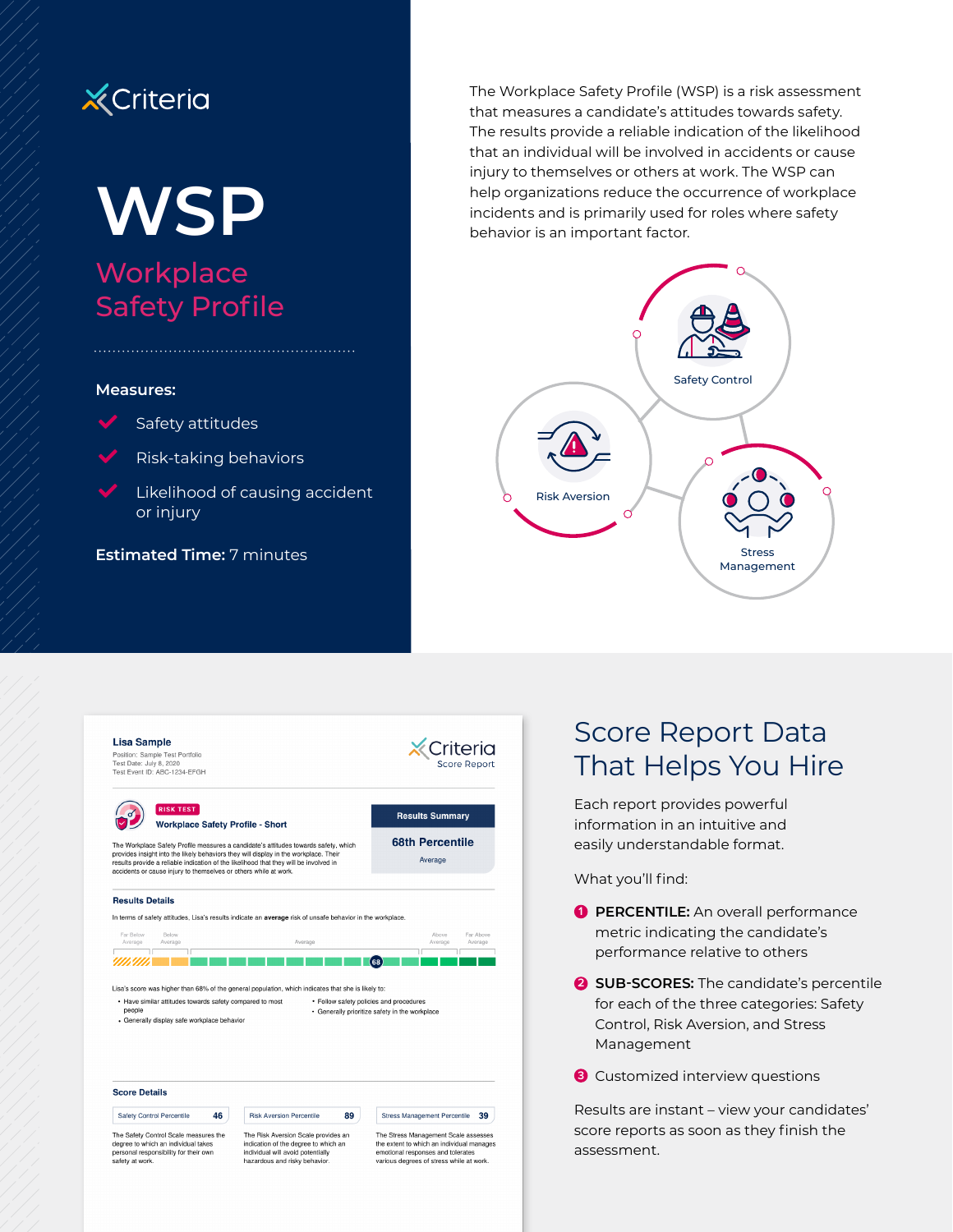Criteria

# WSP

## Workplace Safety Profile

**Measures:**

- Safety attitudes
- Risk-taking behaviors
- Likelihood of causing accident or injury

**Estimated Time:** 7 minutes

The Workplace Safety Profile (WSP) is a risk assessment that measures a candidate's attitudes towards safety. The results provide a reliable indication of the likelihood that an individual will be involved in accidents or cause injury to themselves or others at work. The WSP can help organizations reduce the occurrence of workplace incidents and is primarily used for roles where safety behavior is an important factor.

Safety Control

Risk Aversion

Stress Management

---

**Lisa Sample**
Position: Sample Test Portfolio
Test Date: July 8, 2020
Test Event ID: ABC-1234-EFGH

Criteria Score Report

RISK TEST
**Workplace Safety Profile - Short**

The Workplace Safety Profile measures a candidate's attitudes towards safety, which provides insight into the likely behaviors they will display in the workplace. Their results provide a reliable indication of the likelihood that they will be involved in accidents or cause injury to themselves or others while at work.

**Results Summary**
68th Percentile
Average

**Results Details**

In terms of safety attitudes, Lisa's results indicate an **average** risk of unsafe behavior in the workplace.

Far Below Average | Below Average | Average | Above Average | Far Above Average

68

Lisa's score was higher than 68% of the general population, which indicates that she is likely to:

- Have similar attitudes towards safety compared to most people
- Generally display safe workplace behavior
- Follow safety policies and procedures
- Generally prioritize safety in the workplace

**Score Details**

| Safety Control Percentile | 46 |
|---|---|
| Risk Aversion Percentile | 89 |
| Stress Management Percentile | 39 |

The Safety Control Scale measures the degree to which an individual takes personal responsibility for their own safety at work.

The Risk Aversion Scale provides an indication of the degree to which an individual will avoid potentially hazardous and risky behavior.

The Stress Management Scale assesses the extent to which an individual manages emotional responses and tolerates various degrees of stress while at work.

---

# Score Report Data That Helps You Hire

Each report provides powerful information in an intuitive and easily understandable format.

What you'll find:

1. **PERCENTILE:** An overall performance metric indicating the candidate's performance relative to others
2. **SUB-SCORES:** The candidate's percentile for each of the three categories: Safety Control, Risk Aversion, and Stress Management
3. Customized interview questions

Results are instant – view your candidates' score reports as soon as they finish the assessment.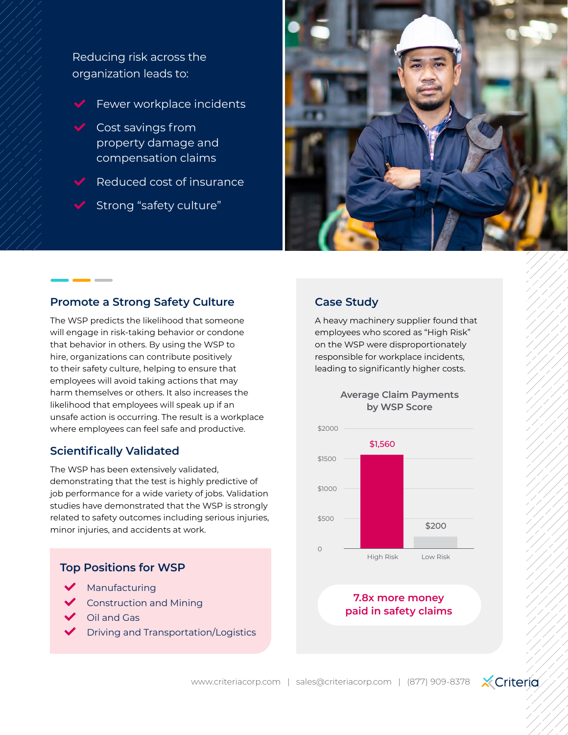Reducing risk across the organization leads to:

- Fewer workplace incidents
- Cost savings from property damage and compensation claims
- Reduced cost of insurance
- Strong "safety culture"

## Promote a Strong Safety Culture

The WSP predicts the likelihood that someone will engage in risk-taking behavior or condone that behavior in others. By using the WSP to hire, organizations can contribute positively to their safety culture, helping to ensure that employees will avoid taking actions that may harm themselves or others. It also increases the likelihood that employees will speak up if an unsafe action is occurring. The result is a workplace where employees can feel safe and productive.

## Scientifically Validated

The WSP has been extensively validated, demonstrating that the test is highly predictive of job performance for a wide variety of jobs. Validation studies have demonstrated that the WSP is strongly related to safety outcomes including serious injuries, minor injuries, and accidents at work.

### Top Positions for WSP

- Manufacturing
- Construction and Mining
- Oil and Gas
- Driving and Transportation/Logistics

## Case Study

A heavy machinery supplier found that employees who scored as "High Risk" on the WSP were disproportionately responsible for workplace incidents, leading to significantly higher costs.

Average Claim Payments by WSP Score

$2000
$1500
$1000
$500
0

$1,560
$200

High Risk
Low Risk

**7.8x more money paid in safety claims**

www.criteriacorp.com | sales@criteriacorp.com | (877) 909-8378 Criteria